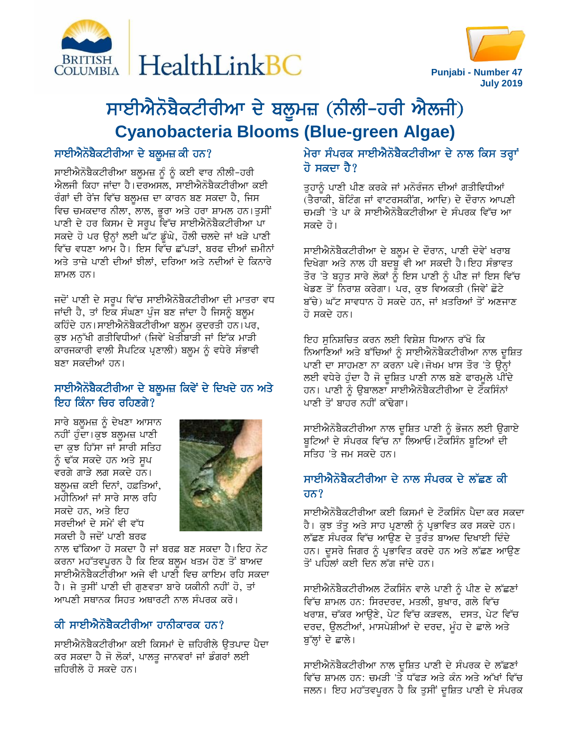# ਸਾਈਐਨੋਬੈਕਟੀਰੀਆ ਦੇ ਬਲੂਮਜ਼ (ਨੀਲੀ-ਹਰੀ ਐਲਜੀ)
# Cyanobacteria Blooms (Blue-green Algae)

Punjabi - Number 47
July 2019

## ਸਾਈਐਨੋਬੈਕਟੀਰੀਆ ਦੇ ਬਲੂਮਜ਼ ਕੀ ਹਨ?

ਸਾਈਐਨੋਬੈਕਟੀਰੀਆ ਬਲੂਮਜ਼ ਨੂੰ ਨੂੰ ਕਈ ਵਾਰ ਨੀਲੀ-ਹਰੀ ਐਲਜੀ ਕਿਹਾ ਜਾਂਦਾ ਹੈ।ਦਰਅਸਲ, ਸਾਈਐਨੋਬੈਕਟੀਰੀਆ ਕਈ ਰੰਗਾਂ ਦੀ ਰੇਂਜ ਵਿੱਚ ਬਲੂਮਜ਼ ਦਾ ਕਾਰਨ ਬਣ ਸਕਦਾ ਹੈ, ਜਿਸ ਵਿਚ ਚਮਕਦਾਰ ਨੀਲਾ, ਲਾਲ, ਭੂਰਾ ਅਤੇ ਹਰਾ ਸ਼ਾਮਲ ਹਨ।ਤੁਸੀਂ ਪਾਣੀ ਦੇ ਹਰ ਕਿਸਮ ਦੇ ਸਰੂਪ ਵਿੱਚ ਸਾਈਐਨੋਬੈਕਟੀਰੀਆ ਪਾ ਸਕਦੇ ਹੋ ਪਰ ਉਨ੍ਹਾਂ ਲਈ ਘੱਟ ਡੂੰਘੇ, ਹੌਲੀ ਚਲਦੇ ਜਾਂ ਖੜੇ ਪਾਣੀ ਵਿੱਚ ਵਧਣਾ ਆਮ ਹੈ। ਇਸ ਵਿੱਚ ਛੱਪੜਾਂ, ਬਰਫ ਦੀਆਂ ਜ਼ਮੀਨਾਂ ਅਤੇ ਤਾਜ਼ੇ ਪਾਣੀ ਦੀਆਂ ਝੀਲਾਂ, ਦਰਿਆ ਅਤੇ ਨਦੀਆਂ ਦੇ ਕਿਨਾਰੇ ਸ਼ਾਮਲ ਹਨ।

ਜਦੋਂ ਪਾਣੀ ਦੇ ਸਰੂਪ ਵਿੱਚ ਸਾਈਐਨੋਬੈਕਟੀਰੀਆ ਦੀ ਮਾਤਰਾ ਵਧ ਜਾਂਦੀ ਹੈ, ਤਾਂ ਇਕ ਸੰਘਣਾ ਪੁੰਜ ਬਣ ਜਾਂਦਾ ਹੈ ਜਿਸਨੂੰ ਬਲੂਮ ਕਹਿੰਦੇ ਹਨ।ਸਾਈਐਨੋਬੈਕਟੀਰੀਆ ਬਲੂਮ ਕੁਦਰਤੀ ਹਨ।ਪਰ, ਕੁਝ ਮਨੁੱਖੀ ਗਤੀਵਿਧੀਆਂ (ਜਿਵੇਂ ਖੇਤੀਬਾੜੀ ਜਾਂ ਇੱਕ ਮਾੜੀ ਕਾਰਜਕਾਰੀ ਵਾਲੀ ਸੈਪਟਿਕ ਪ੍ਰਣਾਲੀ) ਬਲੂਮ ਨੂੰ ਵਧੇਰੇ ਸੰਭਾਵੀ ਬਣਾ ਸਕਦੀਆਂ ਹਨ।

## ਸਾਈਐਨੋਬੈਕਟੀਰੀਆ ਦੇ ਬਲੂਮਜ਼ ਕਿਵੇਂ ਦੇ ਦਿਖਦੇ ਹਨ ਅਤੇ ਇਹ ਕਿੰਨਾ ਚਿਰ ਰਹਿਣਗੇ?

ਸਾਰੇ ਬਲੂਮਜ਼ ਨੂੰ ਦੇਖਣਾ ਆਸਾਨ ਨਹੀਂ ਹੁੰਦਾ।ਕੁਝ ਬਲੂਮਜ਼ ਪਾਣੀ ਦਾ ਕੁਝ ਹਿੱਸਾ ਜਾਂ ਸਾਰੀ ਸਤਿਹ ਨੂੰ ਢੱਕ ਸਕਦੇ ਹਨ ਅਤੇ ਸੂਪ ਵਰਗੇ ਗਾੜੇ ਲਗ ਸਕਦੇ ਹਨ। ਬਲੂਮਜ਼ ਕਈ ਦਿਨਾਂ, ਹਫ਼ਤਿਆਂ, ਮਹੀਨਿਆਂ ਜਾਂ ਸਾਰੇ ਸਾਲ ਰਹਿ ਸਕਦੇ ਹਨ, ਅਤੇ ਇਹ ਸਰਦੀਆਂ ਦੇ ਸਮੇਂ ਵੀ ਵੱਧ ਸਕਦੀ ਹੈ ਜਦੋਂ ਪਾਣੀ ਬਰਫ ਨਾਲ ਢੱਕਿਆ ਹੋ ਸਕਦਾ ਹੈ ਜਾਂ ਬਰਫ ਬਣ ਸਕਦਾ ਹੈ।ਇਹ ਨੋਟ ਕਰਨਾ ਮਹੱਤਵਪੂਰਨ ਹੈ ਕਿ ਇਕ ਬਲੂਮ ਖਤਮ ਹੋਣ ਤੋਂ ਬਾਅਦ ਸਾਈਐਨੋਬੈਕਟੀਰੀਆ ਅਜੇ ਵੀ ਪਾਣੀ ਵਿਚ ਕਾਇਮ ਰਹਿ ਸਕਦਾ ਹੈ। ਜੇ ਤੁਸੀਂ ਪਾਣੀ ਦੀ ਗੁਣਵਤਾ ਬਾਰੇ ਯਕੀਨੀ ਨਹੀਂ ਹੋ, ਤਾਂ ਆਪਣੀ ਸਥਾਨਕ ਸਿਹਤ ਅਥਾਰਟੀ ਨਾਲ ਸੰਪਰਕ ਕਰੋ।

## ਕੀ ਸਾਈਐਨੋਬੈਕਟੀਰੀਆ ਹਾਨੀਕਾਰਕ ਹਨ?

ਸਾਈਐਨੋਬੈਕਟੀਰੀਆ ਕਈ ਕਿਸਮਾਂ ਦੇ ਜ਼ਹਿਰੀਲੇ ਉਤਪਾਦ ਪੈਦਾ ਕਰ ਸਕਦਾ ਹੈ ਜੋ ਲੋਕਾਂ, ਪਾਲਤੂ ਜਾਨਵਰਾਂ ਜਾਂ ਡੰਗਰਾਂ ਲਈ ਜ਼ਹਿਰੀਲੇ ਹੋ ਸਕਦੇ ਹਨ।

## ਮੇਰਾ ਸੰਪਰਕ ਸਾਈਐਨੋਬੈਕਟੀਰੀਆ ਦੇ ਨਾਲ ਕਿਸ ਤਰ੍ਹਾਂ ਹੋ ਸਕਦਾ ਹੈ?

ਤੁਹਾਨੂੰ ਪਾਣੀ ਪੀਣ ਕਰਕੇ ਜਾਂ ਮਨੋਰੰਜਨ ਦੀਆਂ ਗਤੀਵਿਧੀਆਂ (ਤੈਰਾਕੀ, ਬੋਟਿੰਗ ਜਾਂ ਵਾਟਰਸਕੀਂਗ, ਆਦਿ) ਦੇ ਦੌਰਾਨ ਆਪਣੀ ਚਮੜੀ 'ਤੇ ਪਾ ਕੇ ਸਾਈਐਨੋਬੈਕਟੀਰੀਆ ਦੇ ਸੰਪਰਕ ਵਿੱਚ ਆ ਸਕਦੇ ਹੋ।

ਸਾਈਐਨੋਬੈਕਟੀਰੀਆ ਦੇ ਬਲੂਮ ਦੇ ਦੌਰਾਨ, ਪਾਣੀ ਦੋਵੇਂ ਖਰਾਬ ਦਿਖੇਗਾ ਅਤੇ ਨਾਲ ਹੀ ਬਦਬੂ ਵੀ ਆ ਸਕਦੀ ਹੈ।ਇਹ ਸੰਭਾਵਤ ਤੌਰ 'ਤੇ ਬਹੁਤ ਸਾਰੇ ਲੋਕਾਂ ਨੂੰ ਇਸ ਪਾਣੀ ਨੂੰ ਪੀਣ ਜਾਂ ਇਸ ਵਿੱਚ ਖੇਡਣ ਤੋਂ ਨਿਰਾਸ਼ ਕਰੇਗਾ। ਪਰ, ਕੁਝ ਵਿਅਕਤੀ (ਜਿਵੇਂ ਛੋਟੇ ਬੱਚੇ) ਘੱਟ ਸਾਵਧਾਨ ਹੋ ਸਕਦੇ ਹਨ, ਜਾਂ ਖ਼ਤਰਿਆਂ ਤੋਂ ਅਣਜਾਣ ਹੋ ਸਕਦੇ ਹਨ।

ਇਹ ਸੁਨਿਸ਼ਚਿਤ ਕਰਨ ਲਈ ਵਿਸ਼ੇਸ਼ ਧਿਆਨ ਰੱਖੋ ਕਿ ਨਿਆਣਿਆਂ ਅਤੇ ਬੱਚਿਆਂ ਨੂੰ ਸਾਈਐਨੋਬੈਕਟੀਰੀਆ ਨਾਲ ਦੂਸ਼ਿਤ ਪਾਣੀ ਦਾ ਸਾਹਮਣਾ ਨਾ ਕਰਨਾ ਪਵੇ।ਜੋਖਮ ਖਾਸ ਤੌਰ 'ਤੇ ਉਨ੍ਹਾਂ ਲਈ ਵਧੇਰੇ ਹੁੰਦਾ ਹੈ ਜੋ ਦੂਸ਼ਿਤ ਪਾਣੀ ਨਾਲ ਬਣੇ ਫਾਰਮੂਲੇ ਪੀਂਦੇ ਹਨ। ਪਾਣੀ ਨੂੰ ਉਬਾਲਣਾ ਸਾਈਐਨੋਬੈਕਟੀਰੀਆ ਦੇ ਟੌਕਸਿੰਨਾਂ ਪਾਣੀ ਤੋਂ ਬਾਹਰ ਨਹੀਂ ਕੱਢੇਗਾ।

ਸਾਈਐਨੋਬੈਕਟੀਰੀਆ ਨਾਲ ਦੂਸ਼ਿਤ ਪਾਣੀ ਨੂੰ ਭੋਜਨ ਲਈ ਉਗਾਏ ਬੂਟਿਆਂ ਦੇ ਸੰਪਰਕ ਵਿੱਚ ਨਾ ਲਿਆਓ।ਟੌਕਸਿੰਨ ਬੂਟਿਆਂ ਦੀ ਸਤਿਹ 'ਤੇ ਜਮ ਸਕਦੇ ਹਨ।

## ਸਾਈਐਨੋਬੈਕਟੀਰੀਆ ਦੇ ਨਾਲ ਸੰਪਰਕ ਦੇ ਲੱਛਣ ਕੀ ਹਨ?

ਸਾਈਐਨੋਬੈਕਟੀਰੀਆ ਕਈ ਕਿਸਮਾਂ ਦੇ ਟੌਕਸਿੰਨ ਪੈਦਾ ਕਰ ਸਕਦਾ ਹੈ। ਕੁਝ ਤੰਤੂ ਅਤੇ ਸਾਹ ਪ੍ਰਣਾਲੀ ਨੂੰ ਪ੍ਰਭਾਵਿਤ ਕਰ ਸਕਦੇ ਹਨ। ਲੱਛਣ ਸੰਪਰਕ ਵਿੱਚ ਆਉਣ ਦੇ ਤੁਰੰਤ ਬਾਅਦ ਦਿਖਾਈ ਦਿੰਦੇ ਹਨ। ਦੂਸਰੇ ਜਿਗਰ ਨੂੰ ਪ੍ਰਭਾਵਿਤ ਕਰਦੇ ਹਨ ਅਤੇ ਲੱਛਣ ਆਉਣ ਤੋਂ ਪਹਿਲਾਂ ਕਈ ਦਿਨ ਲੱਗ ਜਾਂਦੇ ਹਨ।

ਸਾਈਐਨੋਬੈਕਟੀਰੀਅਲ ਟੌਕਸਿੰਨ ਵਾਲੇ ਪਾਣੀ ਨੂੰ ਪੀਨ ਦੇ ਲੱਛਣਾਂ ਵਿੱਚ ਸ਼ਾਮਲ ਹਨ: ਸਿਰਦਰਦ, ਮਤਲੀ, ਬੁਖਾਰ, ਗਲੇ ਵਿੱਚ ਖਰਾਸ਼, ਚੱਕਰ ਆਉਣੇ, ਪੇਟ ਵਿੱਚ ਕੜਵਲ, ਦਸਤ, ਪੇਟ ਵਿੱਚ ਦਰਦ, ਉਲਟੀਆਂ, ਮਾਸਪੇਸ਼ੀਆਂ ਦੇ ਦਰਦ, ਮੂੰਹ ਦੇ ਛਾਲੇ ਅਤੇ ਬੁੱਲ੍ਹਾਂ ਦੇ ਛਾਲੇ।

ਸਾਈਐਨੋਬੈਕਟੀਰੀਆ ਨਾਲ ਦੂਸ਼ਿਤ ਪਾਣੀ ਦੇ ਸੰਪਰਕ ਦੇ ਲੱਛਣਾਂ ਵਿੱਚ ਸ਼ਾਮਲ ਹਨ: ਚਮੜੀ 'ਤੇ ਧੱਫੜ ਅਤੇ ਕੰਨ ਅਤੇ ਅੱਖਾਂ ਵਿੱਚ ਜਲਨ। ਇਹ ਮਹੱਤਵਪੂਰਨ ਹੈ ਕਿ ਤੁਸੀਂ ਦੂਸ਼ਿਤ ਪਾਣੀ ਦੇ ਸੰਪਰਕ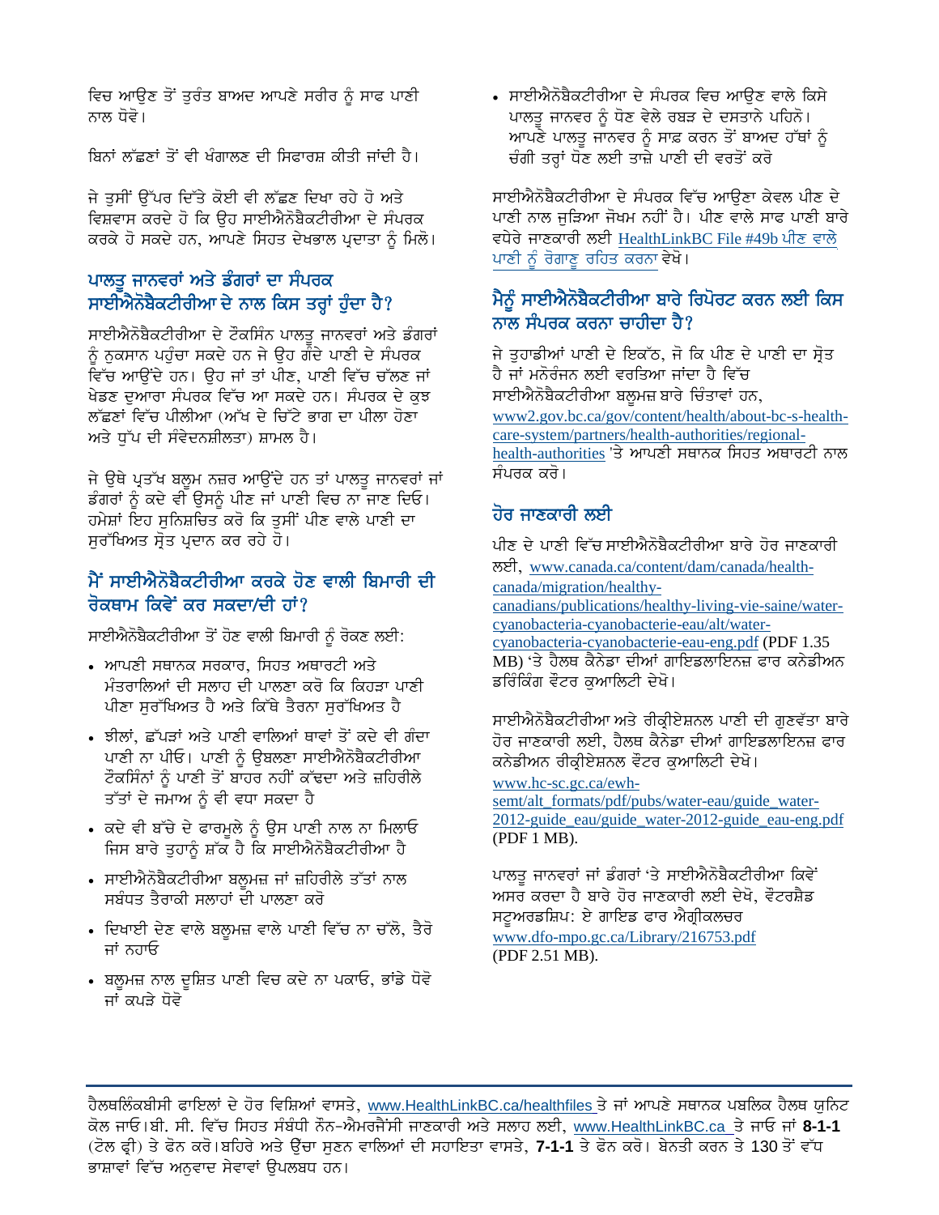ਵਿਚ ਆਉਣ ਤੋਂ ਤੁਰੰਤ ਬਾਅਦ ਆਪਣੇ ਸਰੀਰ ਨੂੰ ਸਾਫ ਪਾਣੀ ਨਾਲ ਧੋਵੋ।

ਬਿਨਾਂ ਲੱਛਣਾਂ ਤੋਂ ਵੀ ਖੰਗਾਲਣ ਦੀ ਸਿਫਾਰਸ਼ ਕੀਤੀ ਜਾਂਦੀ ਹੈ।

ਜੇ ਤੁਸੀਂ ਉੱਪਰ ਦਿੱਤੇ ਕੋਈ ਵੀ ਲੱਛਣ ਦਿਖਾ ਰਹੇ ਹੋ ਅਤੇ ਵਿਸ਼ਵਾਸ ਕਰਦੇ ਹੋ ਕਿ ਉਹ ਸਾਈਐਨੋਬੈਕਟੀਰੀਆ ਦੇ ਸੰਪਰਕ ਕਰਕੇ ਹੋ ਸਕਦੇ ਹਨ, ਆਪਣੇ ਸਿਹਤ ਦੇਖਭਾਲ ਪ੍ਰਦਾਤਾ ਨੂੰ ਮਿਲੋ।

## ਪਾਲਤੂ ਜਾਨਵਰਾਂ ਅਤੇ ਡੰਗਰਾਂ ਦਾ ਸੰਪਰਕ ਸਾਈਐਨੋਬੈਕਟੀਰੀਆ ਦੇ ਨਾਲ ਕਿਸ ਤਰ੍ਹਾਂ ਹੁੰਦਾ ਹੈ?

ਸਾਈਐਨੋਬੈਕਟੀਰੀਆ ਦੇ ਟੌਕਸਿੰਨ ਪਾਲਤੂ ਜਾਨਵਰਾਂ ਅਤੇ ਡੰਗਰਾਂ ਨੂੰ ਨੁਕਸਾਨ ਪਹੁੰਚਾ ਸਕਦੇ ਹਨ ਜੇ ਉਹ ਗੰਦੇ ਪਾਣੀ ਦੇ ਸੰਪਰਕ ਵਿੱਚ ਆਉਂਦੇ ਹਨ। ਉਹ ਜਾਂ ਤਾਂ ਪੀਣ, ਪਾਣੀ ਵਿੱਚ ਚੱਲਣ ਜਾਂ ਖੇਡਣ ਦੁਆਰਾ ਸੰਪਰਕ ਵਿੱਚ ਆ ਸਕਦੇ ਹਨ। ਸੰਪਰਕ ਦੇ ਕੁਝ ਲੱਛਣਾਂ ਵਿੱਚ ਪੀਲੀਆ (ਅੱਖ ਦੇ ਚਿੱਟੇ ਭਾਗ ਦਾ ਪੀਲਾ ਹੋਣਾ ਅਤੇ ਧੁੱਪ ਦੀ ਸੰਵੇਦਨਸ਼ੀਲਤਾ) ਸ਼ਾਮਲ ਹੈ।

ਜੇ ਉਥੇ ਪ੍ਰਤੱਖ ਬਲੂਮ ਨਜ਼ਰ ਆਉਂਦੇ ਹਨ ਤਾਂ ਪਾਲਤੂ ਜਾਨਵਰਾਂ ਜਾਂ ਡੰਗਰਾਂ ਨੂੰ ਕਦੇ ਵੀ ਉਸਨੂੰ ਪੀਣ ਜਾਂ ਪਾਣੀ ਵਿਚ ਨਾ ਜਾਣ ਦਿਓ। ਹਮੇਸ਼ਾਂ ਇਹ ਸੁਨਿਸ਼ਚਿਤ ਕਰੋ ਕਿ ਤੁਸੀਂ ਪੀਣ ਵਾਲੇ ਪਾਣੀ ਦਾ ਸੁਰੱਖਿਅਤ ਸ੍ਰੋਤ ਪ੍ਰਦਾਨ ਕਰ ਰਹੇ ਹੋ।

## ਮੈਂ ਸਾਈਐਨੋਬੈਕਟੀਰੀਆ ਕਰਕੇ ਹੋਣ ਵਾਲੀ ਬਿਮਾਰੀ ਦੀ ਰੋਕਥਾਮ ਕਿਵੇਂ ਕਰ ਸਕਦਾ/ਦੀ ਹਾਂ?

ਸਾਈਐਨੋਬੈਕਟੀਰੀਆ ਤੋਂ ਹੋਣ ਵਾਲੀ ਬਿਮਾਰੀ ਨੂੰ ਰੋਕਣ ਲਈ:

- ਆਪਣੀ ਸਥਾਨਕ ਸਰਕਾਰ, ਸਿਹਤ ਅਥਾਰਟੀ ਅਤੇ ਮੰਤਰਾਲਿਆਂ ਦੀ ਸਲਾਹ ਦੀ ਪਾਲਣਾ ਕਰੋ ਕਿ ਕਿਹੜਾ ਪਾਣੀ ਪੀਣਾ ਸੁਰੱਖਿਅਤ ਹੈ ਅਤੇ ਕਿੱਥੇ ਤੈਰਨਾ ਸੁਰੱਖਿਅਤ ਹੈ
- ਝੀਲਾਂ, ਛੱਪੜਾਂ ਅਤੇ ਪਾਣੀ ਵਾਲਿਆਂ ਥਾਵਾਂ ਤੋਂ ਕਦੇ ਵੀ ਗੰਦਾ ਪਾਣੀ ਨਾ ਪੀਓ। ਪਾਣੀ ਨੂੰ ਉਬਲਣਾ ਸਾਈਐਨੋਬੈਕਟੀਰੀਆ ਟੌਕਸਿੰਨਾਂ ਨੂੰ ਪਾਣੀ ਤੋਂ ਬਾਹਰ ਨਹੀਂ ਕੱਢਦਾ ਅਤੇ ਜ਼ਹਿਰੀਲੇ ਤੱਤਾਂ ਦੇ ਜਮਾਅ ਨੂੰ ਵੀ ਵਧਾ ਸਕਦਾ ਹੈ
- ਕਦੇ ਵੀ ਬੱਚੇ ਦੇ ਫਾਰਮੂਲੇ ਨੂੰ ਉਸ ਪਾਣੀ ਨਾਲ ਨਾ ਮਿਲਾਓ ਜਿਸ ਬਾਰੇ ਤੁਹਾਨੂੰ ਸ਼ੱਕ ਹੈ ਕਿ ਸਾਈਐਨੋਬੈਕਟੀਰੀਆ ਹੈ
- ਸਾਈਐਨੋਬੈਕਟੀਰੀਆ ਬਲੂਮਜ਼ ਜਾਂ ਜ਼ਹਿਰੀਲੇ ਤੱਤਾਂ ਨਾਲ ਸਬੰਧਤ ਤੈਰਾਕੀ ਸਲਾਹਾਂ ਦੀ ਪਾਲਣਾ ਕਰੋ
- ਦਿਖਾਈ ਦੇਣ ਵਾਲੇ ਬਲੂਮਜ਼ ਵਾਲੇ ਪਾਣੀ ਵਿੱਚ ਨਾ ਚੱਲੋ, ਤੈਰੋ ਜਾਂ ਨਹਾਓ
- ਬਲੂਮਜ਼ ਨਾਲ ਦੂਸ਼ਿਤ ਪਾਣੀ ਵਿਚ ਕਦੇ ਨਾ ਪਕਾਓ, ਭਾਂਡੇ ਧੋਵੋ ਜਾਂ ਕਪੜੇ ਧੋਵੋ
- ਸਾਈਐਨੋਬੈਕਟੀਰੀਆ ਦੇ ਸੰਪਰਕ ਵਿਚ ਆਉਣ ਵਾਲੇ ਕਿਸੇ ਪਾਲਤੂ ਜਾਨਵਰ ਨੂੰ ਧੋਣ ਵੇਲੇ ਰਬੜ ਦੇ ਦਸਤਾਨੇ ਪਹਿਨੋ। ਆਪਣੇ ਪਾਲਤੂ ਜਾਨਵਰ ਨੂੰ ਸਾਫ਼ ਕਰਨ ਤੋਂ ਬਾਅਦ ਹੱਥਾਂ ਨੂੰ ਚੰਗੀ ਤਰ੍ਹਾਂ ਧੋਣ ਲਈ ਤਾਜ਼ੇ ਪਾਣੀ ਦੀ ਵਰਤੋਂ ਕਰੋ

ਸਾਈਐਨੋਬੈਕਟੀਰੀਆ ਦੇ ਸੰਪਰਕ ਵਿੱਚ ਆਉਣਾ ਕੇਵਲ ਪੀਣ ਦੇ ਪਾਣੀ ਨਾਲ ਜੁੜਿਆ ਜੋਖਮ ਨਹੀਂ ਹੈ। ਪੀਣ ਵਾਲੇ ਸਾਫ ਪਾਣੀ ਬਾਰੇ ਵਧੇਰੇ ਜਾਣਕਾਰੀ ਲਈ HealthLinkBC File #49b ਪੀਣ ਵਾਲੇ ਪਾਣੀ ਨੂੰ ਰੋਗਾਣੂ ਰਹਿਤ ਕਰਨਾ ਵੇਖੋ।

## ਮੈਨੂੰ ਸਾਈਐਨੋਬੈਕਟੀਰੀਆ ਬਾਰੇ ਰਿਪੋਰਟ ਕਰਨ ਲਈ ਕਿਸ ਨਾਲ ਸੰਪਰਕ ਕਰਨਾ ਚਾਹੀਦਾ ਹੈ?

ਜੇ ਤੁਹਾਡੀਆਂ ਪਾਣੀ ਦੇ ਇਕੱਠ, ਜੋ ਕਿ ਪੀਣ ਦੇ ਪਾਣੀ ਦਾ ਸ੍ਰੋਤ ਹੈ ਜਾਂ ਮਨੋਰੰਜਨ ਲਈ ਵਰਤਿਆ ਜਾਂਦਾ ਹੈ ਵਿੱਚ ਸਾਈਐਨੋਬੈਕਟੀਰੀਆ ਬਲੂਮਜ਼ ਬਾਰੇ ਚਿੰਤਾਵਾਂ ਹਨ, www2.gov.bc.ca/gov/content/health/about-bc-s-health-care-system/partners/health-authorities/regional-health-authorities 'ਤੇ ਆਪਣੀ ਸਥਾਨਕ ਸਿਹਤ ਅਥਾਰਟੀ ਨਾਲ ਸੰਪਰਕ ਕਰੋ।

## ਹੋਰ ਜਾਣਕਾਰੀ ਲਈ

ਪੀਣ ਦੇ ਪਾਣੀ ਵਿੱਚ ਸਾਈਐਨੋਬੈਕਟੀਰੀਆ ਬਾਰੇ ਹੋਰ ਜਾਣਕਾਰੀ ਲਈ, www.canada.ca/content/dam/canada/health-canada/migration/healthy-canadians/publications/healthy-living-vie-saine/water-cyanobacteria-cyanobacterie-eau/alt/water-cyanobacteria-cyanobacterie-eau-eng.pdf (PDF 1.35 MB) 'ਤੇ ਹੈਲਥ ਕੈਨੇਡਾ ਦੀਆਂ ਗਾਇਡਲਾਇਨਜ਼ ਫਾਰ ਕਨੇਡੀਅਨ ਡਰਿੰਕਿੰਗ ਵੌਟਰ ਕੁਆਲਿਟੀ ਦੇਖੋ।

ਸਾਈਐਨੋਬੈਕਟੀਰੀਆ ਅਤੇ ਰੀਕ੍ਰੀਏਸ਼ਨਲ ਪਾਣੀ ਦੀ ਗੁਣਵੱਤਾ ਬਾਰੇ ਹੋਰ ਜਾਣਕਾਰੀ ਲਈ, ਹੈਲਥ ਕੈਨੇਡਾ ਦੀਆਂ ਗਾਇਡਲਾਇਨਜ਼ ਫਾਰ ਕਨੇਡੀਅਨ ਰੀਕ੍ਰੀਏਸ਼ਨਲ ਵੌਟਰ ਕੁਆਲਿਟੀ ਦੇਖੋ। www.hc-sc.gc.ca/ewh-semt/alt_formats/pdf/pubs/water-eau/guide_water-2012-guide_eau/guide_water-2012-guide_eau-eng.pdf (PDF 1 MB).

ਪਾਲਤੂ ਜਾਨਵਰਾਂ ਜਾਂ ਡੰਗਰਾਂ 'ਤੇ ਸਾਈਐਨੋਬੈਕਟੀਰੀਆ ਕਿਵੇਂ ਅਸਰ ਕਰਦਾ ਹੈ ਬਾਰੇ ਹੋਰ ਜਾਣਕਾਰੀ ਲਈ ਦੇਖੋ, ਵੌਟਰਸ਼ੈਡ ਸਟੂਅਰਡਸ਼ਿਪ: ਏ ਗਾਇਡ ਫਾਰ ਐਗ੍ਰੀਕਲਚਰ www.dfo-mpo.gc.ca/Library/216753.pdf (PDF 2.51 MB).

ਹੈਲਥਲਿੰਕਬੀਸੀ ਫਾਇਲਾਂ ਦੇ ਹੋਰ ਵਿਸ਼ਿਆਂ ਵਾਸਤੇ, www.HealthLinkBC.ca/healthfiles ਤੇ ਜਾਂ ਆਪਣੇ ਸਥਾਨਕ ਪਬਲਿਕ ਹੈਲਥ ਯੂਨਿਟ ਕੋਲ ਜਾਓ।ਬੀ. ਸੀ. ਵਿੱਚ ਸਿਹਤ ਸੰਬੰਧੀ ਨੌਨ-ਐਮਰਜੈਂਸੀ ਜਾਣਕਾਰੀ ਅਤੇ ਸਲਾਹ ਲਈ, www.HealthLinkBC.ca ਤੇ ਜਾਓ ਜਾਂ **8-1-1** (ਟੋਲ ਫ੍ਰੀ) ਤੇ ਫੋਨ ਕਰੋ।ਬਹਿਰੇ ਅਤੇ ਉੱਚਾ ਸੁਣਨ ਵਾਲਿਆਂ ਦੀ ਸਹਾਇਤਾ ਵਾਸਤੇ, **7-1-1** ਤੇ ਫੋਨ ਕਰੋ। ਬੇਨਤੀ ਕਰਨ ਤੇ 130 ਤੋਂ ਵੱਧ ਭਾਸ਼ਾਵਾਂ ਵਿੱਚ ਅਨੁਵਾਦ ਸੇਵਾਵਾਂ ਉਪਲਬਧ ਹਨ।